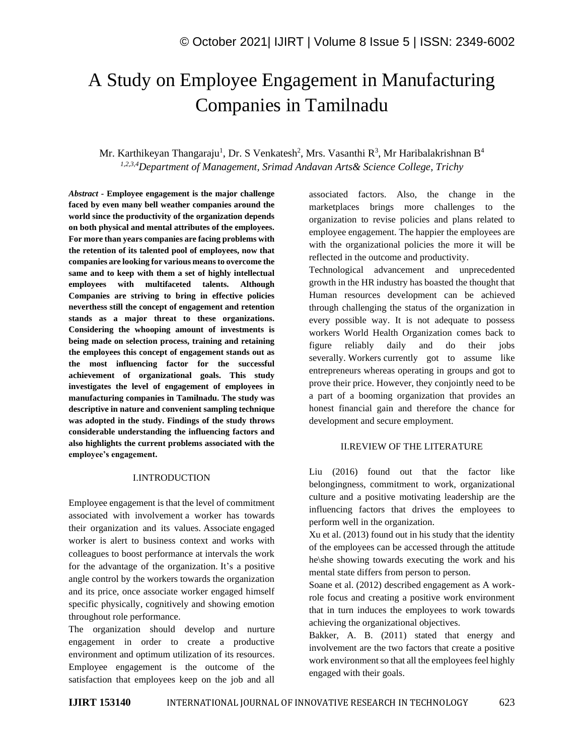# A Study on Employee Engagement in Manufacturing Companies in Tamilnadu

Mr. Karthikeyan Thangaraju[1], Dr. S Venkatesh[2], Mrs. Vasanthi R[3], Mr Haribalakrishnan B[4]

*[1,2,3,4]Department of Management, Srimad Andavan Arts& Science College, Trichy*

***Abstract*** - **Employee engagement is the major challenge faced by even many bell weather companies around the world since the productivity of the organization depends on both physical and mental attributes of the employees. For more than years companies are facing problems with the retention of its talented pool of employees, now that companies are looking for various means to overcome the same and to keep with them a set of highly intellectual employees with multifaceted talents. Although Companies are striving to bring in effective policies neverthess still the concept of engagement and retention stands as a major threat to these organizations. Considering the whooping amount of investments is being made on selection process, training and retaining the employees this concept of engagement stands out as the most influencing factor for the successful achievement of organizational goals. This study investigates the level of engagement of employees in manufacturing companies in Tamilnadu. The study was descriptive in nature and convenient sampling technique was adopted in the study. Findings of the study throws considerable understanding the influencing factors and also highlights the current problems associated with the employee's engagement.**

## I.INTRODUCTION

Employee engagement is that the level of commitment associated with involvement a worker has towards their organization and its values. Associate engaged worker is alert to business context and works with colleagues to boost performance at intervals the work for the advantage of the organization. It's a positive angle control by the workers towards the organization and its price, once associate worker engaged himself specific physically, cognitively and showing emotion throughout role performance.

The organization should develop and nurture engagement in order to create a productive environment and optimum utilization of its resources. Employee engagement is the outcome of the satisfaction that employees keep on the job and all associated factors. Also, the change in the marketplaces brings more challenges to the organization to revise policies and plans related to employee engagement. The happier the employees are with the organizational policies the more it will be reflected in the outcome and productivity.

Technological advancement and unprecedented growth in the HR industry has boasted the thought that Human resources development can be achieved through challenging the status of the organization in every possible way. It is not adequate to possess workers World Health Organization comes back to figure reliably daily and do their jobs severally. Workers currently got to assume like entrepreneurs whereas operating in groups and got to prove their price. However, they conjointly need to be a part of a booming organization that provides an honest financial gain and therefore the chance for development and secure employment.

## II.REVIEW OF THE LITERATURE

Liu (2016) found out that the factor like belongingness, commitment to work, organizational culture and a positive motivating leadership are the influencing factors that drives the employees to perform well in the organization.

Xu et al. (2013) found out in his study that the identity of the employees can be accessed through the attitude he\she showing towards executing the work and his mental state differs from person to person.

Soane et al. (2012) described engagement as A work-role focus and creating a positive work environment that in turn induces the employees to work towards achieving the organizational objectives.

Bakker, A. B. (2011) stated that energy and involvement are the two factors that create a positive work environment so that all the employees feel highly engaged with their goals.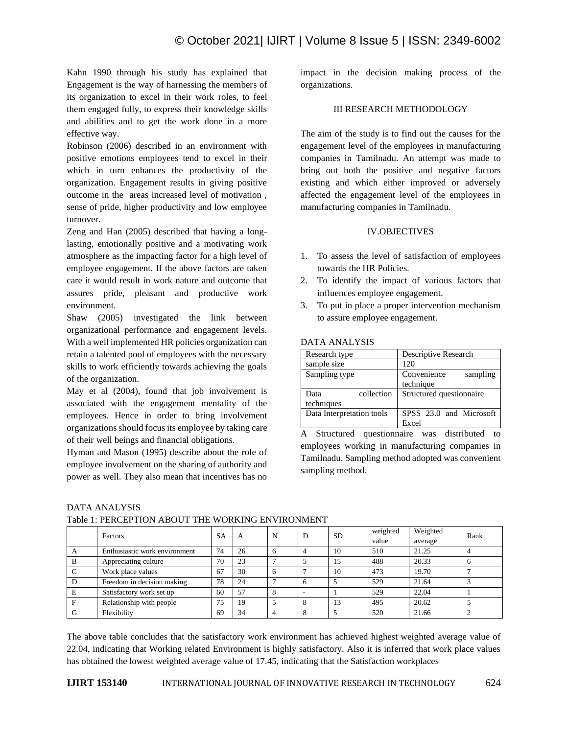Kahn 1990 through his study has explained that Engagement is the way of harnessing the members of its organization to excel in their work roles, to feel them engaged fully, to express their knowledge skills and abilities and to get the work done in a more effective way.

Robinson (2006) described in an environment with positive emotions employees tend to excel in their which in turn enhances the productivity of the organization. Engagement results in giving positive outcome in the areas increased level of motivation , sense of pride, higher productivity and low employee turnover.

Zeng and Han (2005) described that having a long-lasting, emotionally positive and a motivating work atmosphere as the impacting factor for a high level of employee engagement. If the above factors are taken care it would result in work nature and outcome that assures pride, pleasant and productive work environment.

Shaw (2005) investigated the link between organizational performance and engagement levels. With a well implemented HR policies organization can retain a talented pool of employees with the necessary skills to work efficiently towards achieving the goals of the organization.

May et al (2004), found that job involvement is associated with the engagement mentality of the employees. Hence in order to bring involvement organizations should focus its employee by taking care of their well beings and financial obligations.

Hyman and Mason (1995) describe about the role of employee involvement on the sharing of authority and power as well. They also mean that incentives has no impact in the decision making process of the organizations.

## III RESEARCH METHODOLOGY

The aim of the study is to find out the causes for the engagement level of the employees in manufacturing companies in Tamilnadu. An attempt was made to bring out both the positive and negative factors existing and which either improved or adversely affected the engagement level of the employees in manufacturing companies in Tamilnadu.

## IV.OBJECTIVES

1. To assess the level of satisfaction of employees towards the HR Policies.
2. To identify the impact of various factors that influences employee engagement.
3. To put in place a proper intervention mechanism to assure employee engagement.

DATA ANALYSIS

| Research type | Descriptive Research |
|---|---|
| sample size | 120 |
| Sampling type | Convenience sampling technique |
| Data collection techniques | Structured questionnaire |
| Data Interpretation tools | SPSS 23.0 and Microsoft Excel |

A Structured questionnaire was distributed to employees working in manufacturing companies in Tamilnadu. Sampling method adopted was convenient sampling method.

DATA ANALYSIS

Table 1: PERCEPTION ABOUT THE WORKING ENVIRONMENT

| | Factors | SA | A | N | D | SD | weighted value | Weighted average | Rank |
|---|---|---|---|---|---|---|---|---|---|
| A | Enthusiastic work environment | 74 | 26 | 6 | 4 | 10 | 510 | 21.25 | 4 |
| B | Appreciating culture | 70 | 23 | 7 | 5 | 15 | 488 | 20.33 | 6 |
| C | Work place values | 67 | 30 | 6 | 7 | 10 | 473 | 19.70 | 7 |
| D | Freedom in decision making | 78 | 24 | 7 | 6 | 5 | 529 | 21.64 | 3 |
| E | Satisfactory work set up | 60 | 57 | 8 | - | 1 | 529 | 22.04 | 1 |
| F | Relationship with people | 75 | 19 | 5 | 8 | 13 | 495 | 20.62 | 5 |
| G | Flexibility | 69 | 34 | 4 | 8 | 5 | 520 | 21.66 | 2 |

The above table concludes that the satisfactory work environment has achieved highest weighted average value of 22.04, indicating that Working related Environment is highly satisfactory. Also it is inferred that work place values has obtained the lowest weighted average value of 17.45, indicating that the Satisfaction workplaces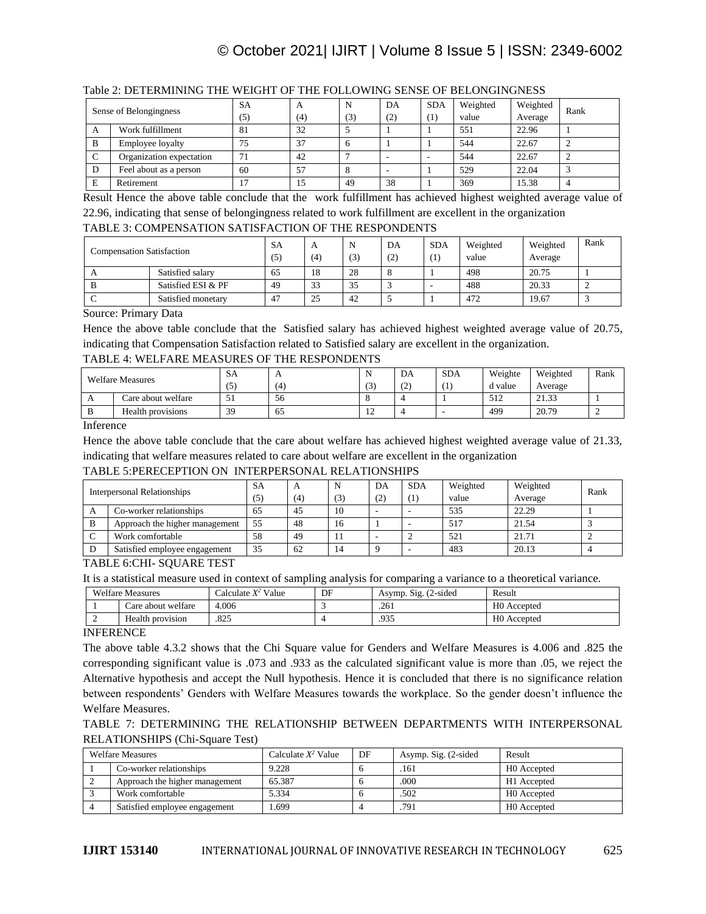Table 2: DETERMINING THE WEIGHT OF THE FOLLOWING SENSE OF BELONGINGNESS

| Sense of Belongingness | | SA (5) | A (4) | N (3) | DA (2) | SDA (1) | Weighted value | Weighted Average | Rank |
|---|---|---|---|---|---|---|---|---|---|
| A | Work fulfillment | 81 | 32 | 5 | 1 | 1 | 551 | 22.96 | 1 |
| B | Employee loyalty | 75 | 37 | 6 | 1 | 1 | 544 | 22.67 | 2 |
| C | Organization expectation | 71 | 42 | 7 | - | - | 544 | 22.67 | 2 |
| D | Feel about as a person | 60 | 57 | 8 | - | 1 | 529 | 22.04 | 3 |
| E | Retirement | 17 | 15 | 49 | 38 | 1 | 369 | 15.38 | 4 |

Result Hence the above table conclude that the work fulfillment has achieved highest weighted average value of 22.96, indicating that sense of belongingness related to work fulfillment are excellent in the organization

TABLE 3: COMPENSATION SATISFACTION OF THE RESPONDENTS

| Compensation Satisfaction | | SA (5) | A (4) | N (3) | DA (2) | SDA (1) | Weighted value | Weighted Average | Rank |
|---|---|---|---|---|---|---|---|---|---|
| A | Satisfied salary | 65 | 18 | 28 | 8 | 1 | 498 | 20.75 | 1 |
| B | Satisfied ESI & PF | 49 | 33 | 35 | 3 | - | 488 | 20.33 | 2 |
| C | Satisfied monetary | 47 | 25 | 42 | 5 | 1 | 472 | 19.67 | 3 |

Source: Primary Data

Hence the above table conclude that the Satisfied salary has achieved highest weighted average value of 20.75, indicating that Compensation Satisfaction related to Satisfied salary are excellent in the organization.

TABLE 4: WELFARE MEASURES OF THE RESPONDENTS

| Welfare Measures | | SA (5) | A (4) | N (3) | DA (2) | SDA (1) | Weighted value | Weighted Average | Rank |
|---|---|---|---|---|---|---|---|---|---|
| A | Care about welfare | 51 | 56 | 8 | 4 | 1 | 512 | 21.33 | 1 |
| B | Health provisions | 39 | 65 | 12 | 4 | - | 499 | 20.79 | 2 |

Inference

Hence the above table conclude that the care about welfare has achieved highest weighted average value of 21.33, indicating that welfare measures related to care about welfare are excellent in the organization

TABLE 5:PERECEPTION ON INTERPERSONAL RELATIONSHIPS

| Interpersonal Relationships | | SA (5) | A (4) | N (3) | DA (2) | SDA (1) | Weighted value | Weighted Average | Rank |
|---|---|---|---|---|---|---|---|---|---|
| A | Co-worker relationships | 65 | 45 | 10 | - | - | 535 | 22.29 | 1 |
| B | Approach the higher management | 55 | 48 | 16 | 1 | - | 517 | 21.54 | 3 |
| C | Work comfortable | 58 | 49 | 11 | - | 2 | 521 | 21.71 | 2 |
| D | Satisfied employee engagement | 35 | 62 | 14 | 9 | - | 483 | 20.13 | 4 |

TABLE 6:CHI- SQUARE TEST

It is a statistical measure used in context of sampling analysis for comparing a variance to a theoretical variance.

| Welfare Measures | | Calculate $X^2$ Value | DF | Asymp. Sig. (2-sided | Result |
|---|---|---|---|---|---|
| 1 | Care about welfare | 4.006 | 3 | .261 | H0 Accepted |
| 2 | Health provision | .825 | 4 | .935 | H0 Accepted |

INFERENCE

The above table 4.3.2 shows that the Chi Square value for Genders and Welfare Measures is 4.006 and .825 the corresponding significant value is .073 and .933 as the calculated significant value is more than .05, we reject the Alternative hypothesis and accept the Null hypothesis. Hence it is concluded that there is no significance relation between respondents' Genders with Welfare Measures towards the workplace. So the gender doesn't influence the Welfare Measures.

TABLE 7: DETERMINING THE RELATIONSHIP BETWEEN DEPARTMENTS WITH INTERPERSONAL RELATIONSHIPS (Chi-Square Test)

| Welfare Measures | | Calculate $X^2$ Value | DF | Asymp. Sig. (2-sided | Result |
|---|---|---|---|---|---|
| 1 | Co-worker relationships | 9.228 | 6 | .161 | H0 Accepted |
| 2 | Approach the higher management | 65.387 | 6 | .000 | H1 Accepted |
| 3 | Work comfortable | 5.334 | 6 | .502 | H0 Accepted |
| 4 | Satisfied employee engagement | 1.699 | 4 | .791 | H0 Accepted |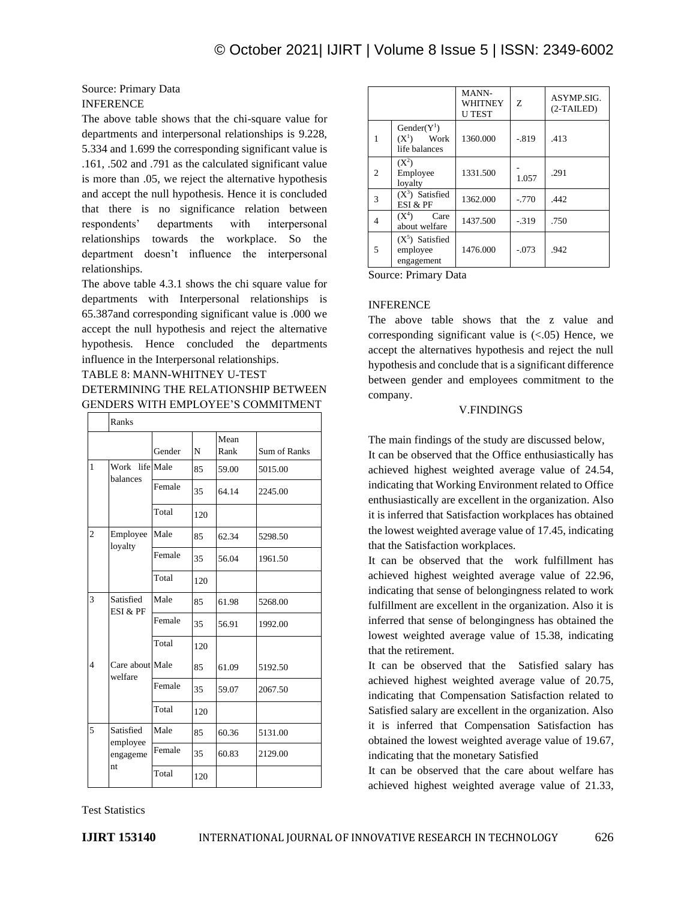Source: Primary Data

INFERENCE

The above table shows that the chi-square value for departments and interpersonal relationships is 9.228, 5.334 and 1.699 the corresponding significant value is .161, .502 and .791 as the calculated significant value is more than .05, we reject the alternative hypothesis and accept the null hypothesis. Hence it is concluded that there is no significance relation between respondents' departments with interpersonal relationships towards the workplace. So the department doesn't influence the interpersonal relationships.

The above table 4.3.1 shows the chi square value for departments with Interpersonal relationships is 65.387and corresponding significant value is .000 we accept the null hypothesis and reject the alternative hypothesis. Hence concluded the departments influence in the Interpersonal relationships.

TABLE 8: MANN-WHITNEY U-TEST DETERMINING THE RELATIONSHIP BETWEEN GENDERS WITH EMPLOYEE'S COMMITMENT

| | Ranks | | | | |
|---|---|---|---|---|---|
| | | Gender | N | Mean Rank | Sum of Ranks |
| 1 | Work life balances | Male | 85 | 59.00 | 5015.00 |
| | | Female | 35 | 64.14 | 2245.00 |
| | | Total | 120 | | |
| 2 | Employee loyalty | Male | 85 | 62.34 | 5298.50 |
| | | Female | 35 | 56.04 | 1961.50 |
| | | Total | 120 | | |
| 3 | Satisfied ESI & PF | Male | 85 | 61.98 | 5268.00 |
| | | Female | 35 | 56.91 | 1992.00 |
| | | Total | 120 | | |
| 4 | Care about welfare | Male | 85 | 61.09 | 5192.50 |
| | | Female | 35 | 59.07 | 2067.50 |
| | | Total | 120 | | |
| 5 | Satisfied employee engagement | Male | 85 | 60.36 | 5131.00 |
| | | Female | 35 | 60.83 | 2129.00 |
| | | Total | 120 | | |

Test Statistics

| | | MANN-WHITNEY U TEST | Z | ASYMP.SIG. (2-TAILED) |
|---|---|---|---|---|
| 1 | Gender($Y^1$) ($X^1$) Work life balances | 1360.000 | -.819 | .413 |
| 2 | ($X^2$) Employee loyalty | 1331.500 | -1.057 | .291 |
| 3 | ($X^3$) Satisfied ESI & PF | 1362.000 | -.770 | .442 |
| 4 | ($X^4$) Care about welfare | 1437.500 | -.319 | .750 |
| 5 | ($X^5$) Satisfied employee engagement | 1476.000 | -.073 | .942 |

Source: Primary Data

INFERENCE

The above table shows that the z value and corresponding significant value is (<.05) Hence, we accept the alternatives hypothesis and reject the null hypothesis and conclude that is a significant difference between gender and employees commitment to the company.

## V.FINDINGS

The main findings of the study are discussed below,

It can be observed that the Office enthusiastically has achieved highest weighted average value of 24.54, indicating that Working Environment related to Office enthusiastically are excellent in the organization. Also it is inferred that Satisfaction workplaces has obtained the lowest weighted average value of 17.45, indicating that the Satisfaction workplaces.

It can be observed that the work fulfillment has achieved highest weighted average value of 22.96, indicating that sense of belongingness related to work fulfillment are excellent in the organization. Also it is inferred that sense of belongingness has obtained the lowest weighted average value of 15.38, indicating that the retirement.

It can be observed that the Satisfied salary has achieved highest weighted average value of 20.75, indicating that Compensation Satisfaction related to Satisfied salary are excellent in the organization. Also it is inferred that Compensation Satisfaction has obtained the lowest weighted average value of 19.67, indicating that the monetary Satisfied

It can be observed that the care about welfare has achieved highest weighted average value of 21.33,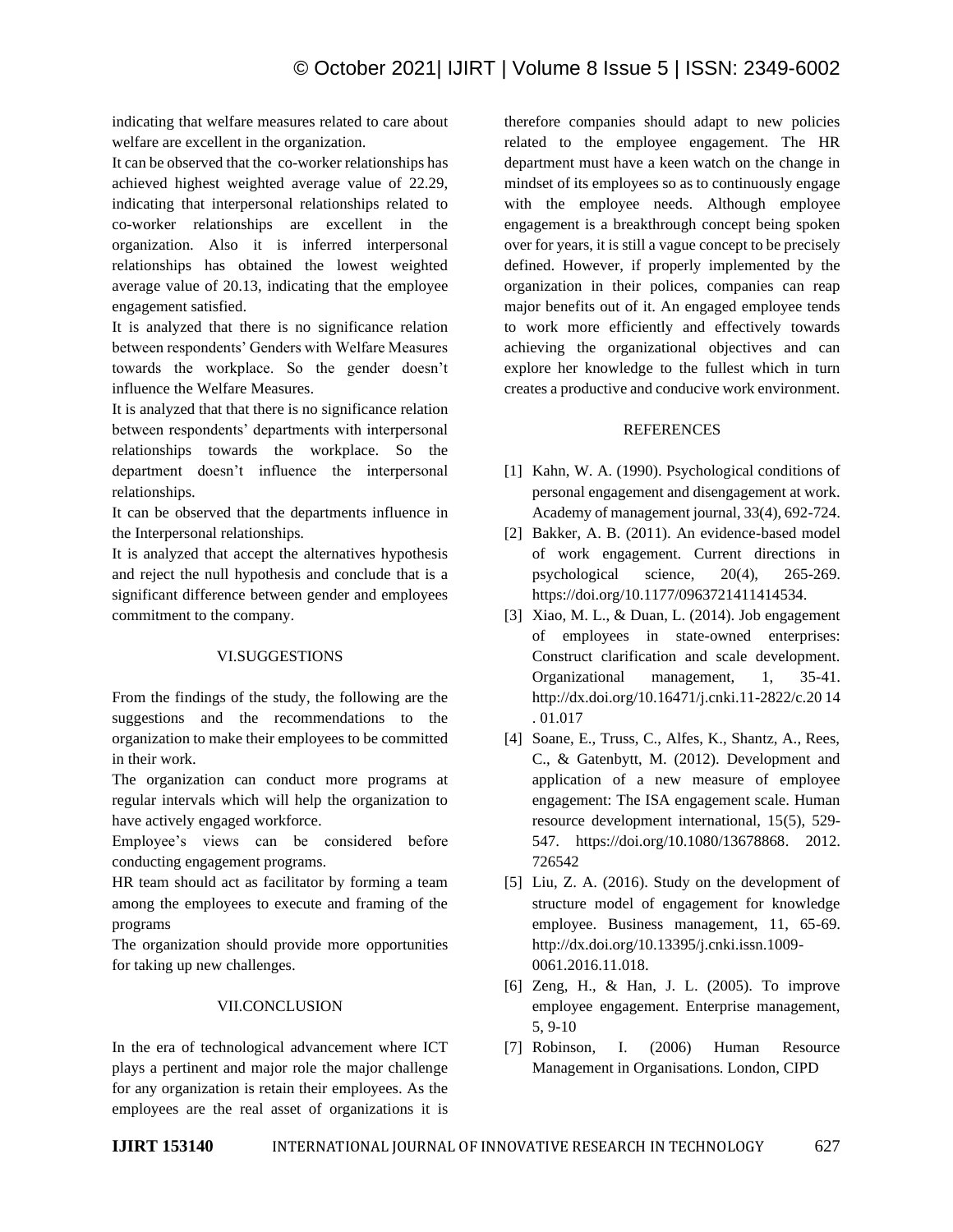indicating that welfare measures related to care about welfare are excellent in the organization.

It can be observed that the co-worker relationships has achieved highest weighted average value of 22.29, indicating that interpersonal relationships related to co-worker relationships are excellent in the organization. Also it is inferred interpersonal relationships has obtained the lowest weighted average value of 20.13, indicating that the employee engagement satisfied.

It is analyzed that there is no significance relation between respondents' Genders with Welfare Measures towards the workplace. So the gender doesn't influence the Welfare Measures.

It is analyzed that that there is no significance relation between respondents' departments with interpersonal relationships towards the workplace. So the department doesn't influence the interpersonal relationships.

It can be observed that the departments influence in the Interpersonal relationships.

It is analyzed that accept the alternatives hypothesis and reject the null hypothesis and conclude that is a significant difference between gender and employees commitment to the company.

## VI.SUGGESTIONS

From the findings of the study, the following are the suggestions and the recommendations to the organization to make their employees to be committed in their work.

The organization can conduct more programs at regular intervals which will help the organization to have actively engaged workforce.

Employee's views can be considered before conducting engagement programs.

HR team should act as facilitator by forming a team among the employees to execute and framing of the programs

The organization should provide more opportunities for taking up new challenges.

## VII.CONCLUSION

In the era of technological advancement where ICT plays a pertinent and major role the major challenge for any organization is retain their employees. As the employees are the real asset of organizations it is therefore companies should adapt to new policies related to the employee engagement. The HR department must have a keen watch on the change in mindset of its employees so as to continuously engage with the employee needs. Although employee engagement is a breakthrough concept being spoken over for years, it is still a vague concept to be precisely defined. However, if properly implemented by the organization in their polices, companies can reap major benefits out of it. An engaged employee tends to work more efficiently and effectively towards achieving the organizational objectives and can explore her knowledge to the fullest which in turn creates a productive and conducive work environment.

## REFERENCES

[1] Kahn, W. A. (1990). Psychological conditions of personal engagement and disengagement at work. Academy of management journal, 33(4), 692-724.

[2] Bakker, A. B. (2011). An evidence-based model of work engagement. Current directions in psychological science, 20(4), 265-269. https://doi.org/10.1177/0963721411414534.

[3] Xiao, M. L., & Duan, L. (2014). Job engagement of employees in state-owned enterprises: Construct clarification and scale development. Organizational management, 1, 35-41. http://dx.doi.org/10.16471/j.cnki.11-2822/c.20 14 . 01.017

[4] Soane, E., Truss, C., Alfes, K., Shantz, A., Rees, C., & Gatenbytt, M. (2012). Development and application of a new measure of employee engagement: The ISA engagement scale. Human resource development international, 15(5), 529-547. https://doi.org/10.1080/13678868. 2012. 726542

[5] Liu, Z. A. (2016). Study on the development of structure model of engagement for knowledge employee. Business management, 11, 65-69. http://dx.doi.org/10.13395/j.cnki.issn.1009-0061.2016.11.018.

[6] Zeng, H., & Han, J. L. (2005). To improve employee engagement. Enterprise management, 5, 9-10

[7] Robinson, I. (2006) Human Resource Management in Organisations. London, CIPD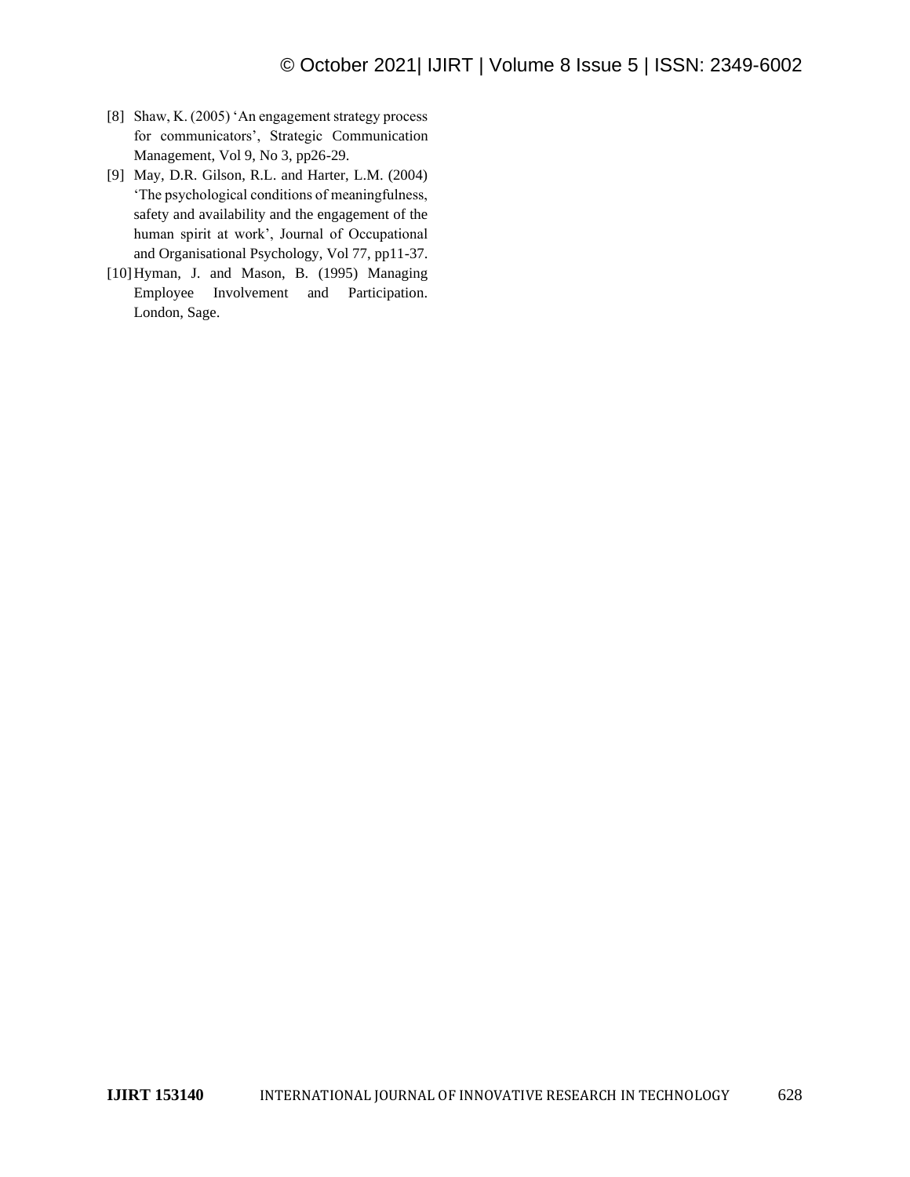[8] Shaw, K. (2005) 'An engagement strategy process for communicators', Strategic Communication Management, Vol 9, No 3, pp26-29.

[9] May, D.R. Gilson, R.L. and Harter, L.M. (2004) 'The psychological conditions of meaningfulness, safety and availability and the engagement of the human spirit at work', Journal of Occupational and Organisational Psychology, Vol 77, pp11-37.

[10] Hyman, J. and Mason, B. (1995) Managing Employee Involvement and Participation. London, Sage.